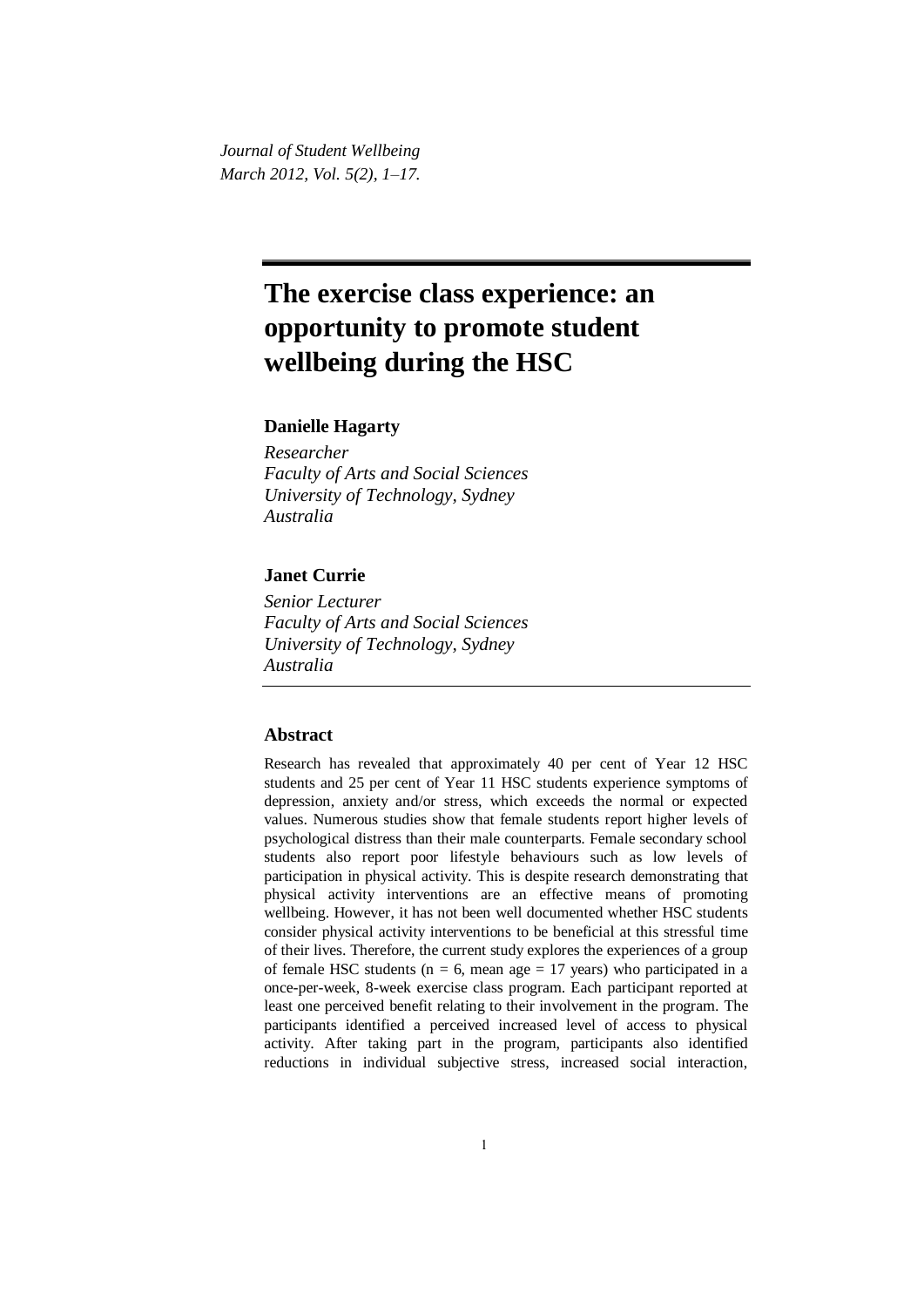*Journal of Student Wellbeing*
*March 2012, Vol. 5(2), 1–17.*

# The exercise class experience: an opportunity to promote student wellbeing during the HSC

**Danielle Hagarty**

*Researcher*
*Faculty of Arts and Social Sciences*
*University of Technology, Sydney*
*Australia*

**Janet Currie**

*Senior Lecturer*
*Faculty of Arts and Social Sciences*
*University of Technology, Sydney*
*Australia*

## Abstract

Research has revealed that approximately 40 per cent of Year 12 HSC students and 25 per cent of Year 11 HSC students experience symptoms of depression, anxiety and/or stress, which exceeds the normal or expected values. Numerous studies show that female students report higher levels of psychological distress than their male counterparts. Female secondary school students also report poor lifestyle behaviours such as low levels of participation in physical activity. This is despite research demonstrating that physical activity interventions are an effective means of promoting wellbeing. However, it has not been well documented whether HSC students consider physical activity interventions to be beneficial at this stressful time of their lives. Therefore, the current study explores the experiences of a group of female HSC students ($n = 6$, mean age $= 17$ years) who participated in a once-per-week, 8-week exercise class program. Each participant reported at least one perceived benefit relating to their involvement in the program. The participants identified a perceived increased level of access to physical activity. After taking part in the program, participants also identified reductions in individual subjective stress, increased social interaction,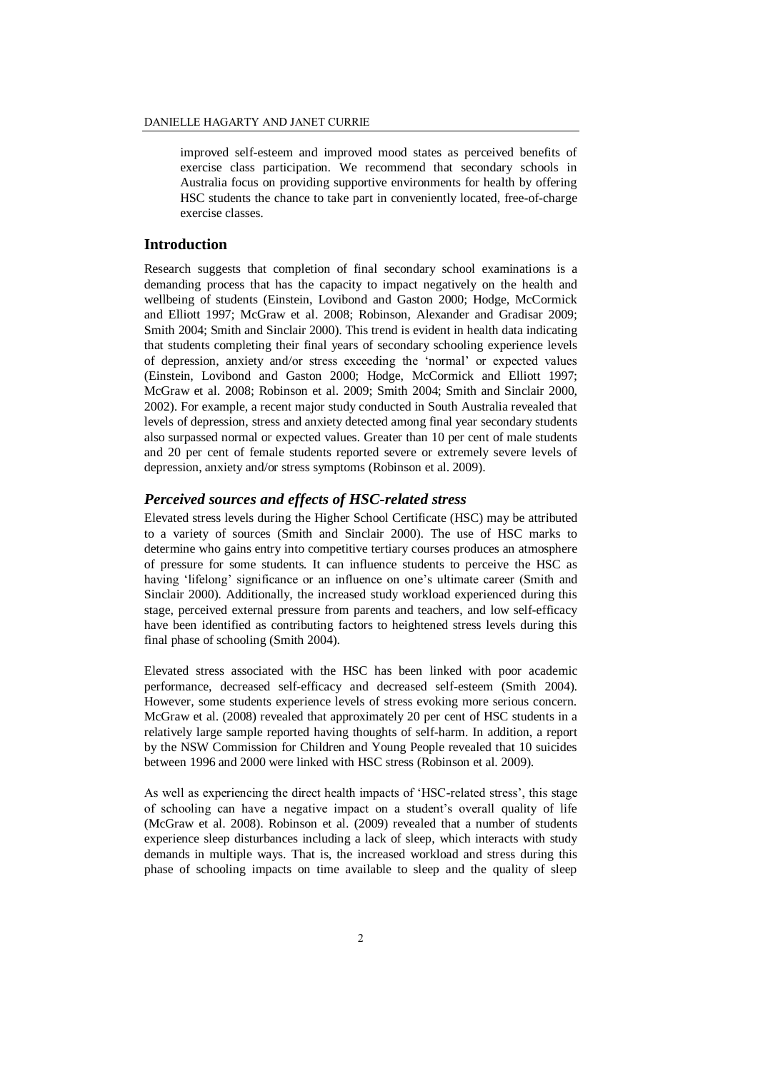improved self-esteem and improved mood states as perceived benefits of exercise class participation. We recommend that secondary schools in Australia focus on providing supportive environments for health by offering HSC students the chance to take part in conveniently located, free-of-charge exercise classes.

## Introduction

Research suggests that completion of final secondary school examinations is a demanding process that has the capacity to impact negatively on the health and wellbeing of students (Einstein, Lovibond and Gaston 2000; Hodge, McCormick and Elliott 1997; McGraw et al. 2008; Robinson, Alexander and Gradisar 2009; Smith 2004; Smith and Sinclair 2000). This trend is evident in health data indicating that students completing their final years of secondary schooling experience levels of depression, anxiety and/or stress exceeding the 'normal' or expected values (Einstein, Lovibond and Gaston 2000; Hodge, McCormick and Elliott 1997; McGraw et al. 2008; Robinson et al. 2009; Smith 2004; Smith and Sinclair 2000, 2002). For example, a recent major study conducted in South Australia revealed that levels of depression, stress and anxiety detected among final year secondary students also surpassed normal or expected values. Greater than 10 per cent of male students and 20 per cent of female students reported severe or extremely severe levels of depression, anxiety and/or stress symptoms (Robinson et al. 2009).

### *Perceived sources and effects of HSC-related stress*

Elevated stress levels during the Higher School Certificate (HSC) may be attributed to a variety of sources (Smith and Sinclair 2000). The use of HSC marks to determine who gains entry into competitive tertiary courses produces an atmosphere of pressure for some students. It can influence students to perceive the HSC as having 'lifelong' significance or an influence on one's ultimate career (Smith and Sinclair 2000). Additionally, the increased study workload experienced during this stage, perceived external pressure from parents and teachers, and low self-efficacy have been identified as contributing factors to heightened stress levels during this final phase of schooling (Smith 2004).

Elevated stress associated with the HSC has been linked with poor academic performance, decreased self-efficacy and decreased self-esteem (Smith 2004). However, some students experience levels of stress evoking more serious concern. McGraw et al. (2008) revealed that approximately 20 per cent of HSC students in a relatively large sample reported having thoughts of self-harm. In addition, a report by the NSW Commission for Children and Young People revealed that 10 suicides between 1996 and 2000 were linked with HSC stress (Robinson et al. 2009).

As well as experiencing the direct health impacts of 'HSC-related stress', this stage of schooling can have a negative impact on a student's overall quality of life (McGraw et al. 2008). Robinson et al. (2009) revealed that a number of students experience sleep disturbances including a lack of sleep, which interacts with study demands in multiple ways. That is, the increased workload and stress during this phase of schooling impacts on time available to sleep and the quality of sleep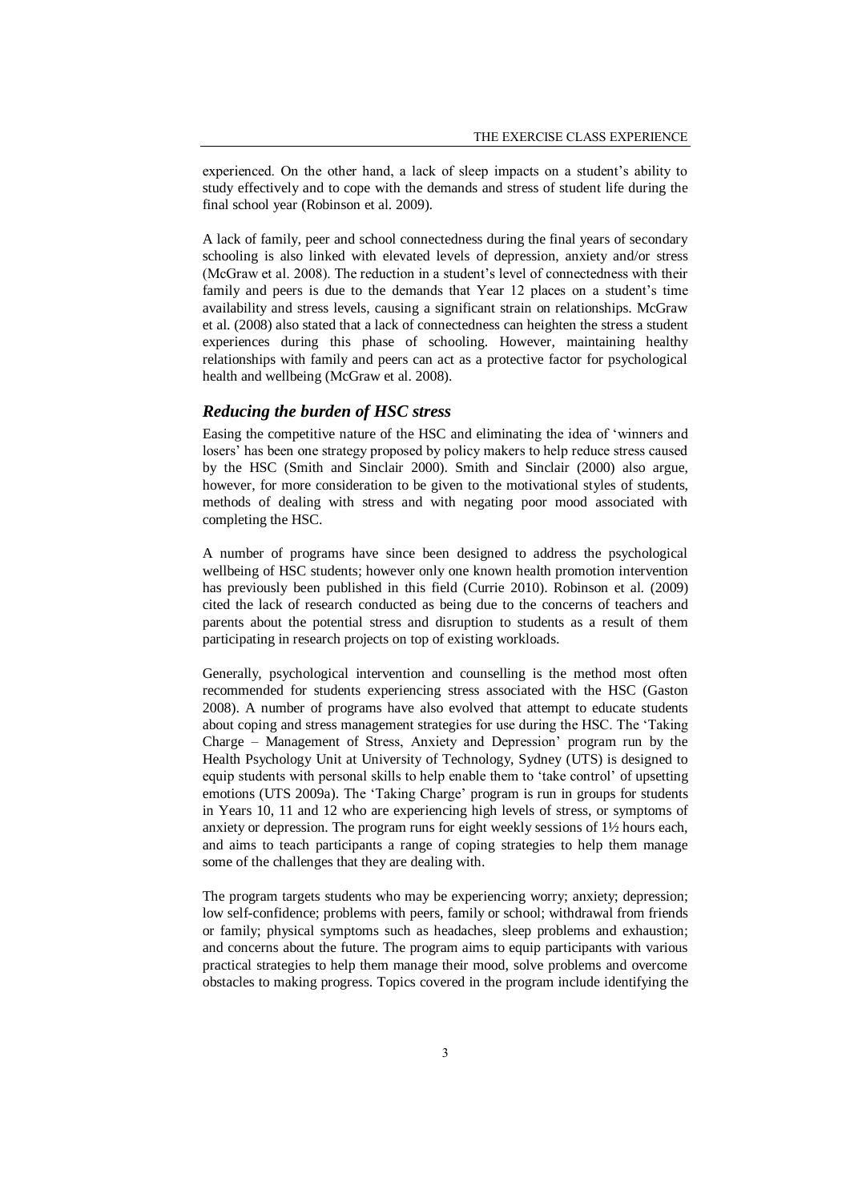experienced. On the other hand, a lack of sleep impacts on a student's ability to study effectively and to cope with the demands and stress of student life during the final school year (Robinson et al. 2009).

A lack of family, peer and school connectedness during the final years of secondary schooling is also linked with elevated levels of depression, anxiety and/or stress (McGraw et al. 2008). The reduction in a student's level of connectedness with their family and peers is due to the demands that Year 12 places on a student's time availability and stress levels, causing a significant strain on relationships. McGraw et al. (2008) also stated that a lack of connectedness can heighten the stress a student experiences during this phase of schooling. However, maintaining healthy relationships with family and peers can act as a protective factor for psychological health and wellbeing (McGraw et al. 2008).

### *Reducing the burden of HSC stress*

Easing the competitive nature of the HSC and eliminating the idea of 'winners and losers' has been one strategy proposed by policy makers to help reduce stress caused by the HSC (Smith and Sinclair 2000). Smith and Sinclair (2000) also argue, however, for more consideration to be given to the motivational styles of students, methods of dealing with stress and with negating poor mood associated with completing the HSC.

A number of programs have since been designed to address the psychological wellbeing of HSC students; however only one known health promotion intervention has previously been published in this field (Currie 2010). Robinson et al. (2009) cited the lack of research conducted as being due to the concerns of teachers and parents about the potential stress and disruption to students as a result of them participating in research projects on top of existing workloads.

Generally, psychological intervention and counselling is the method most often recommended for students experiencing stress associated with the HSC (Gaston 2008). A number of programs have also evolved that attempt to educate students about coping and stress management strategies for use during the HSC. The 'Taking Charge – Management of Stress, Anxiety and Depression' program run by the Health Psychology Unit at University of Technology, Sydney (UTS) is designed to equip students with personal skills to help enable them to 'take control' of upsetting emotions (UTS 2009a). The 'Taking Charge' program is run in groups for students in Years 10, 11 and 12 who are experiencing high levels of stress, or symptoms of anxiety or depression. The program runs for eight weekly sessions of 1½ hours each, and aims to teach participants a range of coping strategies to help them manage some of the challenges that they are dealing with.

The program targets students who may be experiencing worry; anxiety; depression; low self-confidence; problems with peers, family or school; withdrawal from friends or family; physical symptoms such as headaches, sleep problems and exhaustion; and concerns about the future. The program aims to equip participants with various practical strategies to help them manage their mood, solve problems and overcome obstacles to making progress. Topics covered in the program include identifying the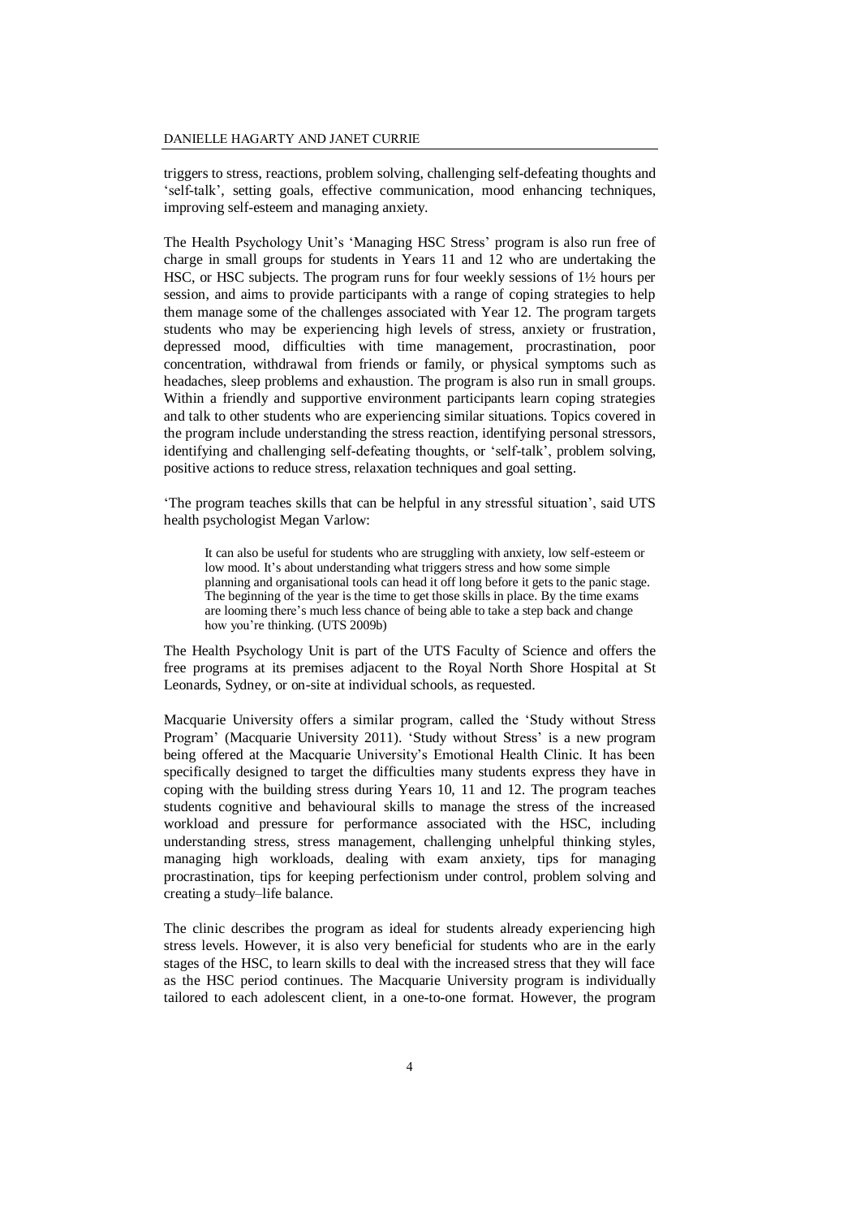triggers to stress, reactions, problem solving, challenging self-defeating thoughts and 'self-talk', setting goals, effective communication, mood enhancing techniques, improving self-esteem and managing anxiety.

The Health Psychology Unit's 'Managing HSC Stress' program is also run free of charge in small groups for students in Years 11 and 12 who are undertaking the HSC, or HSC subjects. The program runs for four weekly sessions of 1½ hours per session, and aims to provide participants with a range of coping strategies to help them manage some of the challenges associated with Year 12. The program targets students who may be experiencing high levels of stress, anxiety or frustration, depressed mood, difficulties with time management, procrastination, poor concentration, withdrawal from friends or family, or physical symptoms such as headaches, sleep problems and exhaustion. The program is also run in small groups. Within a friendly and supportive environment participants learn coping strategies and talk to other students who are experiencing similar situations. Topics covered in the program include understanding the stress reaction, identifying personal stressors, identifying and challenging self-defeating thoughts, or 'self-talk', problem solving, positive actions to reduce stress, relaxation techniques and goal setting.

'The program teaches skills that can be helpful in any stressful situation', said UTS health psychologist Megan Varlow:

> It can also be useful for students who are struggling with anxiety, low self-esteem or low mood. It's about understanding what triggers stress and how some simple planning and organisational tools can head it off long before it gets to the panic stage. The beginning of the year is the time to get those skills in place. By the time exams are looming there's much less chance of being able to take a step back and change how you're thinking. (UTS 2009b)

The Health Psychology Unit is part of the UTS Faculty of Science and offers the free programs at its premises adjacent to the Royal North Shore Hospital at St Leonards, Sydney, or on-site at individual schools, as requested.

Macquarie University offers a similar program, called the 'Study without Stress Program' (Macquarie University 2011). 'Study without Stress' is a new program being offered at the Macquarie University's Emotional Health Clinic. It has been specifically designed to target the difficulties many students express they have in coping with the building stress during Years 10, 11 and 12. The program teaches students cognitive and behavioural skills to manage the stress of the increased workload and pressure for performance associated with the HSC, including understanding stress, stress management, challenging unhelpful thinking styles, managing high workloads, dealing with exam anxiety, tips for managing procrastination, tips for keeping perfectionism under control, problem solving and creating a study–life balance.

The clinic describes the program as ideal for students already experiencing high stress levels. However, it is also very beneficial for students who are in the early stages of the HSC, to learn skills to deal with the increased stress that they will face as the HSC period continues. The Macquarie University program is individually tailored to each adolescent client, in a one-to-one format. However, the program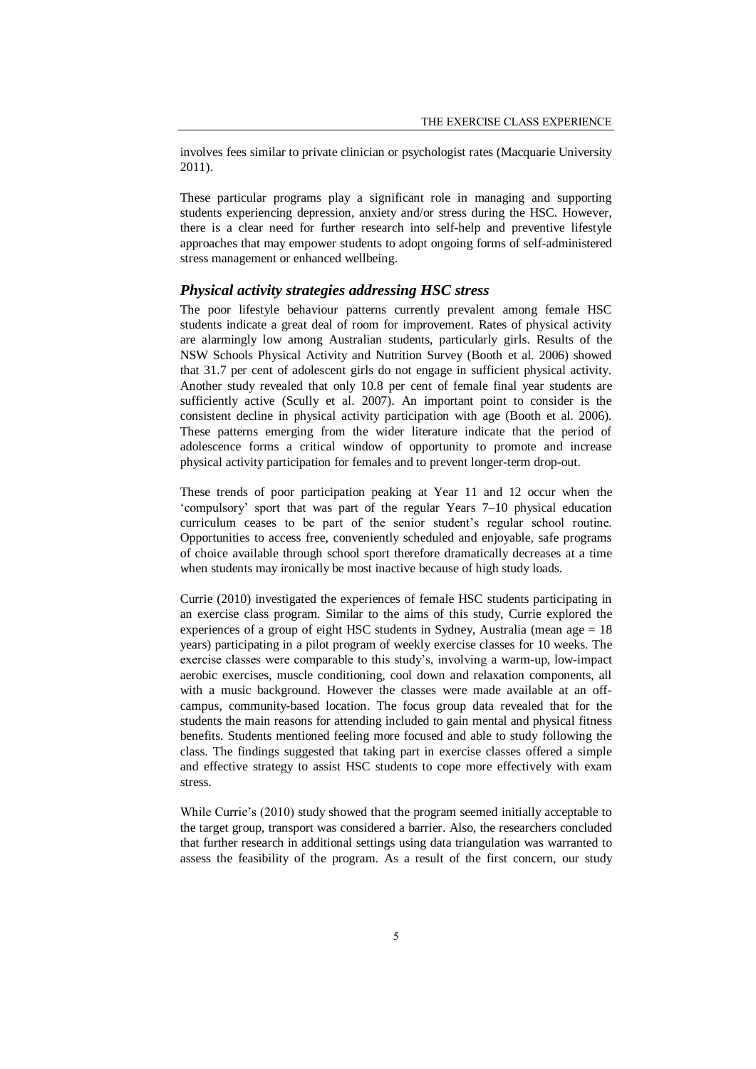involves fees similar to private clinician or psychologist rates (Macquarie University 2011).

These particular programs play a significant role in managing and supporting students experiencing depression, anxiety and/or stress during the HSC. However, there is a clear need for further research into self-help and preventive lifestyle approaches that may empower students to adopt ongoing forms of self-administered stress management or enhanced wellbeing.

### *Physical activity strategies addressing HSC stress*

The poor lifestyle behaviour patterns currently prevalent among female HSC students indicate a great deal of room for improvement. Rates of physical activity are alarmingly low among Australian students, particularly girls. Results of the NSW Schools Physical Activity and Nutrition Survey (Booth et al. 2006) showed that 31.7 per cent of adolescent girls do not engage in sufficient physical activity. Another study revealed that only 10.8 per cent of female final year students are sufficiently active (Scully et al. 2007). An important point to consider is the consistent decline in physical activity participation with age (Booth et al. 2006). These patterns emerging from the wider literature indicate that the period of adolescence forms a critical window of opportunity to promote and increase physical activity participation for females and to prevent longer-term drop-out.

These trends of poor participation peaking at Year 11 and 12 occur when the 'compulsory' sport that was part of the regular Years 7–10 physical education curriculum ceases to be part of the senior student's regular school routine. Opportunities to access free, conveniently scheduled and enjoyable, safe programs of choice available through school sport therefore dramatically decreases at a time when students may ironically be most inactive because of high study loads.

Currie (2010) investigated the experiences of female HSC students participating in an exercise class program. Similar to the aims of this study, Currie explored the experiences of a group of eight HSC students in Sydney, Australia (mean age = 18 years) participating in a pilot program of weekly exercise classes for 10 weeks. The exercise classes were comparable to this study's, involving a warm-up, low-impact aerobic exercises, muscle conditioning, cool down and relaxation components, all with a music background. However the classes were made available at an off-campus, community-based location. The focus group data revealed that for the students the main reasons for attending included to gain mental and physical fitness benefits. Students mentioned feeling more focused and able to study following the class. The findings suggested that taking part in exercise classes offered a simple and effective strategy to assist HSC students to cope more effectively with exam stress.

While Currie's (2010) study showed that the program seemed initially acceptable to the target group, transport was considered a barrier. Also, the researchers concluded that further research in additional settings using data triangulation was warranted to assess the feasibility of the program. As a result of the first concern, our study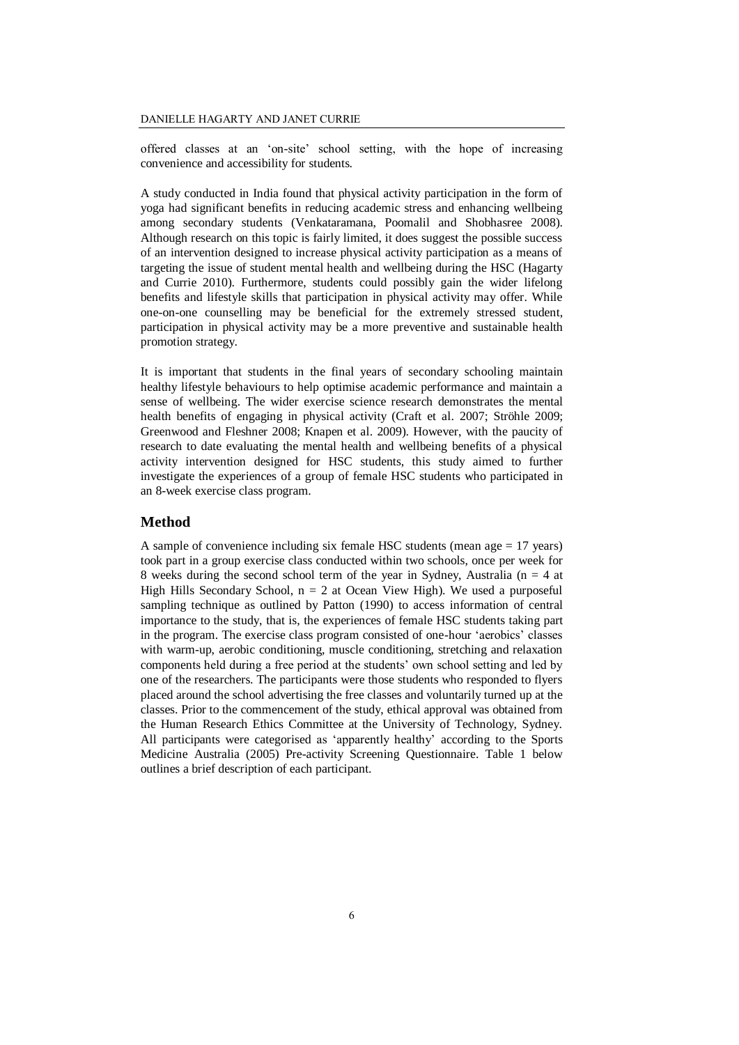offered classes at an 'on-site' school setting, with the hope of increasing convenience and accessibility for students.

A study conducted in India found that physical activity participation in the form of yoga had significant benefits in reducing academic stress and enhancing wellbeing among secondary students (Venkataramana, Poomalil and Shobhasree 2008). Although research on this topic is fairly limited, it does suggest the possible success of an intervention designed to increase physical activity participation as a means of targeting the issue of student mental health and wellbeing during the HSC (Hagarty and Currie 2010). Furthermore, students could possibly gain the wider lifelong benefits and lifestyle skills that participation in physical activity may offer. While one-on-one counselling may be beneficial for the extremely stressed student, participation in physical activity may be a more preventive and sustainable health promotion strategy.

It is important that students in the final years of secondary schooling maintain healthy lifestyle behaviours to help optimise academic performance and maintain a sense of wellbeing. The wider exercise science research demonstrates the mental health benefits of engaging in physical activity (Craft et al. 2007; Ströhle 2009; Greenwood and Fleshner 2008; Knapen et al. 2009). However, with the paucity of research to date evaluating the mental health and wellbeing benefits of a physical activity intervention designed for HSC students, this study aimed to further investigate the experiences of a group of female HSC students who participated in an 8-week exercise class program.

## Method

A sample of convenience including six female HSC students (mean age = 17 years) took part in a group exercise class conducted within two schools, once per week for 8 weeks during the second school term of the year in Sydney, Australia ($n = 4$ at High Hills Secondary School, $n = 2$ at Ocean View High). We used a purposeful sampling technique as outlined by Patton (1990) to access information of central importance to the study, that is, the experiences of female HSC students taking part in the program. The exercise class program consisted of one-hour 'aerobics' classes with warm-up, aerobic conditioning, muscle conditioning, stretching and relaxation components held during a free period at the students' own school setting and led by one of the researchers. The participants were those students who responded to flyers placed around the school advertising the free classes and voluntarily turned up at the classes. Prior to the commencement of the study, ethical approval was obtained from the Human Research Ethics Committee at the University of Technology, Sydney. All participants were categorised as 'apparently healthy' according to the Sports Medicine Australia (2005) Pre-activity Screening Questionnaire. Table 1 below outlines a brief description of each participant.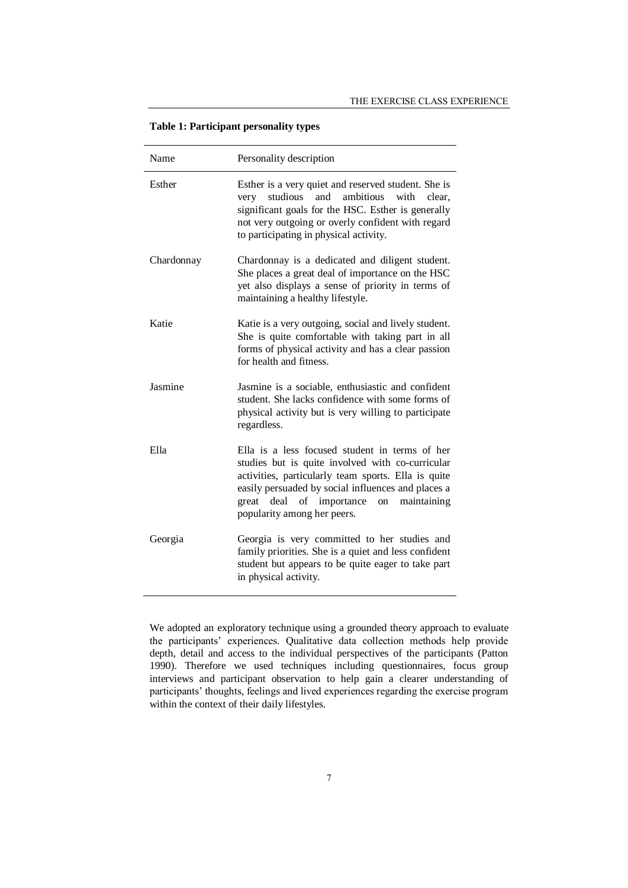**Table 1: Participant personality types**

| Name | Personality description |
|---|---|
| Esther | Esther is a very quiet and reserved student. She is very studious and ambitious with clear, significant goals for the HSC. Esther is generally not very outgoing or overly confident with regard to participating in physical activity. |
| Chardonnay | Chardonnay is a dedicated and diligent student. She places a great deal of importance on the HSC yet also displays a sense of priority in terms of maintaining a healthy lifestyle. |
| Katie | Katie is a very outgoing, social and lively student. She is quite comfortable with taking part in all forms of physical activity and has a clear passion for health and fitness. |
| Jasmine | Jasmine is a sociable, enthusiastic and confident student. She lacks confidence with some forms of physical activity but is very willing to participate regardless. |
| Ella | Ella is a less focused student in terms of her studies but is quite involved with co-curricular activities, particularly team sports. Ella is quite easily persuaded by social influences and places a great deal of importance on maintaining popularity among her peers. |
| Georgia | Georgia is very committed to her studies and family priorities. She is a quiet and less confident student but appears to be quite eager to take part in physical activity. |

We adopted an exploratory technique using a grounded theory approach to evaluate the participants' experiences. Qualitative data collection methods help provide depth, detail and access to the individual perspectives of the participants (Patton 1990). Therefore we used techniques including questionnaires, focus group interviews and participant observation to help gain a clearer understanding of participants' thoughts, feelings and lived experiences regarding the exercise program within the context of their daily lifestyles.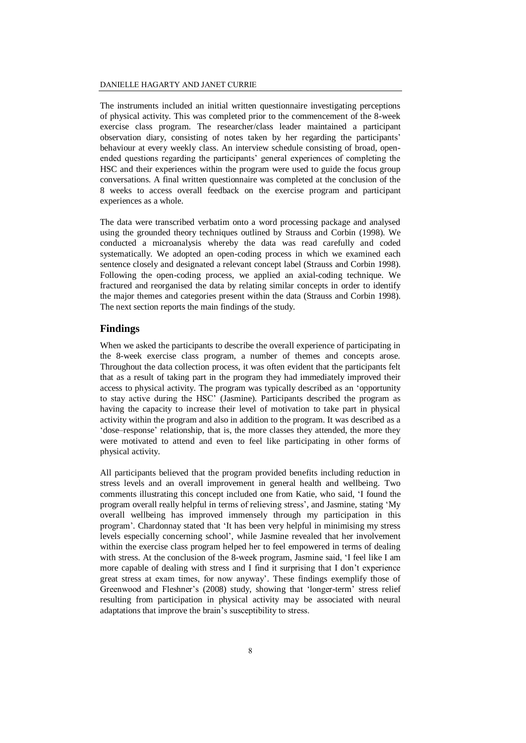The instruments included an initial written questionnaire investigating perceptions of physical activity. This was completed prior to the commencement of the 8-week exercise class program. The researcher/class leader maintained a participant observation diary, consisting of notes taken by her regarding the participants' behaviour at every weekly class. An interview schedule consisting of broad, open-ended questions regarding the participants' general experiences of completing the HSC and their experiences within the program were used to guide the focus group conversations. A final written questionnaire was completed at the conclusion of the 8 weeks to access overall feedback on the exercise program and participant experiences as a whole.

The data were transcribed verbatim onto a word processing package and analysed using the grounded theory techniques outlined by Strauss and Corbin (1998). We conducted a microanalysis whereby the data was read carefully and coded systematically. We adopted an open-coding process in which we examined each sentence closely and designated a relevant concept label (Strauss and Corbin 1998). Following the open-coding process, we applied an axial-coding technique. We fractured and reorganised the data by relating similar concepts in order to identify the major themes and categories present within the data (Strauss and Corbin 1998). The next section reports the main findings of the study.

## Findings

When we asked the participants to describe the overall experience of participating in the 8-week exercise class program, a number of themes and concepts arose. Throughout the data collection process, it was often evident that the participants felt that as a result of taking part in the program they had immediately improved their access to physical activity. The program was typically described as an 'opportunity to stay active during the HSC' (Jasmine). Participants described the program as having the capacity to increase their level of motivation to take part in physical activity within the program and also in addition to the program. It was described as a 'dose–response' relationship, that is, the more classes they attended, the more they were motivated to attend and even to feel like participating in other forms of physical activity.

All participants believed that the program provided benefits including reduction in stress levels and an overall improvement in general health and wellbeing. Two comments illustrating this concept included one from Katie, who said, 'I found the program overall really helpful in terms of relieving stress', and Jasmine, stating 'My overall wellbeing has improved immensely through my participation in this program'. Chardonnay stated that 'It has been very helpful in minimising my stress levels especially concerning school', while Jasmine revealed that her involvement within the exercise class program helped her to feel empowered in terms of dealing with stress. At the conclusion of the 8-week program, Jasmine said, 'I feel like I am more capable of dealing with stress and I find it surprising that I don't experience great stress at exam times, for now anyway'. These findings exemplify those of Greenwood and Fleshner's (2008) study, showing that 'longer-term' stress relief resulting from participation in physical activity may be associated with neural adaptations that improve the brain's susceptibility to stress.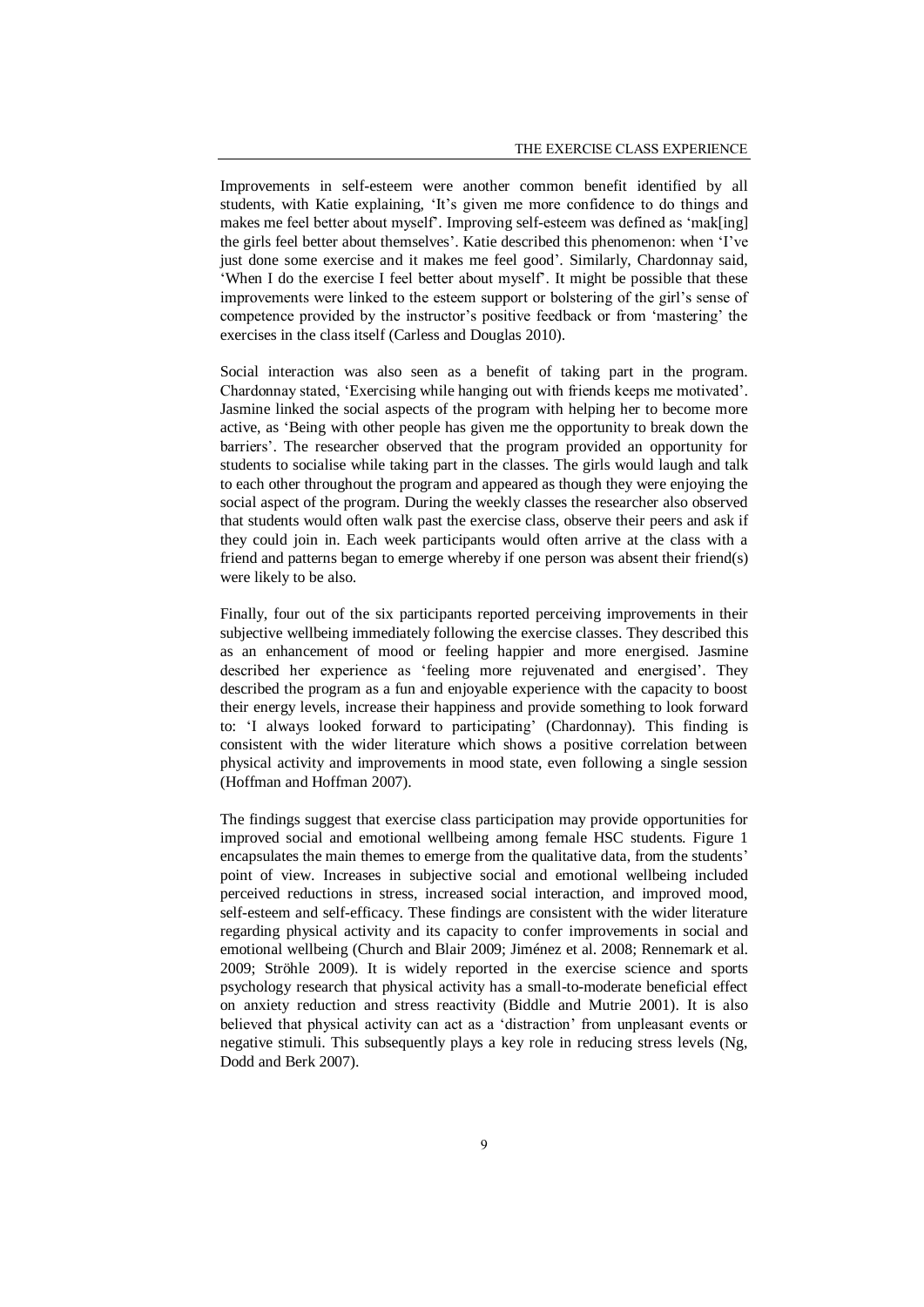Improvements in self-esteem were another common benefit identified by all students, with Katie explaining, 'It's given me more confidence to do things and makes me feel better about myself'. Improving self-esteem was defined as 'mak[ing] the girls feel better about themselves'. Katie described this phenomenon: when 'I've just done some exercise and it makes me feel good'. Similarly, Chardonnay said, 'When I do the exercise I feel better about myself'. It might be possible that these improvements were linked to the esteem support or bolstering of the girl's sense of competence provided by the instructor's positive feedback or from 'mastering' the exercises in the class itself (Carless and Douglas 2010).

Social interaction was also seen as a benefit of taking part in the program. Chardonnay stated, 'Exercising while hanging out with friends keeps me motivated'. Jasmine linked the social aspects of the program with helping her to become more active, as 'Being with other people has given me the opportunity to break down the barriers'. The researcher observed that the program provided an opportunity for students to socialise while taking part in the classes. The girls would laugh and talk to each other throughout the program and appeared as though they were enjoying the social aspect of the program. During the weekly classes the researcher also observed that students would often walk past the exercise class, observe their peers and ask if they could join in. Each week participants would often arrive at the class with a friend and patterns began to emerge whereby if one person was absent their friend(s) were likely to be also.

Finally, four out of the six participants reported perceiving improvements in their subjective wellbeing immediately following the exercise classes. They described this as an enhancement of mood or feeling happier and more energised. Jasmine described her experience as 'feeling more rejuvenated and energised'. They described the program as a fun and enjoyable experience with the capacity to boost their energy levels, increase their happiness and provide something to look forward to: 'I always looked forward to participating' (Chardonnay). This finding is consistent with the wider literature which shows a positive correlation between physical activity and improvements in mood state, even following a single session (Hoffman and Hoffman 2007).

The findings suggest that exercise class participation may provide opportunities for improved social and emotional wellbeing among female HSC students. Figure 1 encapsulates the main themes to emerge from the qualitative data, from the students' point of view. Increases in subjective social and emotional wellbeing included perceived reductions in stress, increased social interaction, and improved mood, self-esteem and self-efficacy. These findings are consistent with the wider literature regarding physical activity and its capacity to confer improvements in social and emotional wellbeing (Church and Blair 2009; Jiménez et al. 2008; Rennemark et al. 2009; Ströhle 2009). It is widely reported in the exercise science and sports psychology research that physical activity has a small-to-moderate beneficial effect on anxiety reduction and stress reactivity (Biddle and Mutrie 2001). It is also believed that physical activity can act as a 'distraction' from unpleasant events or negative stimuli. This subsequently plays a key role in reducing stress levels (Ng, Dodd and Berk 2007).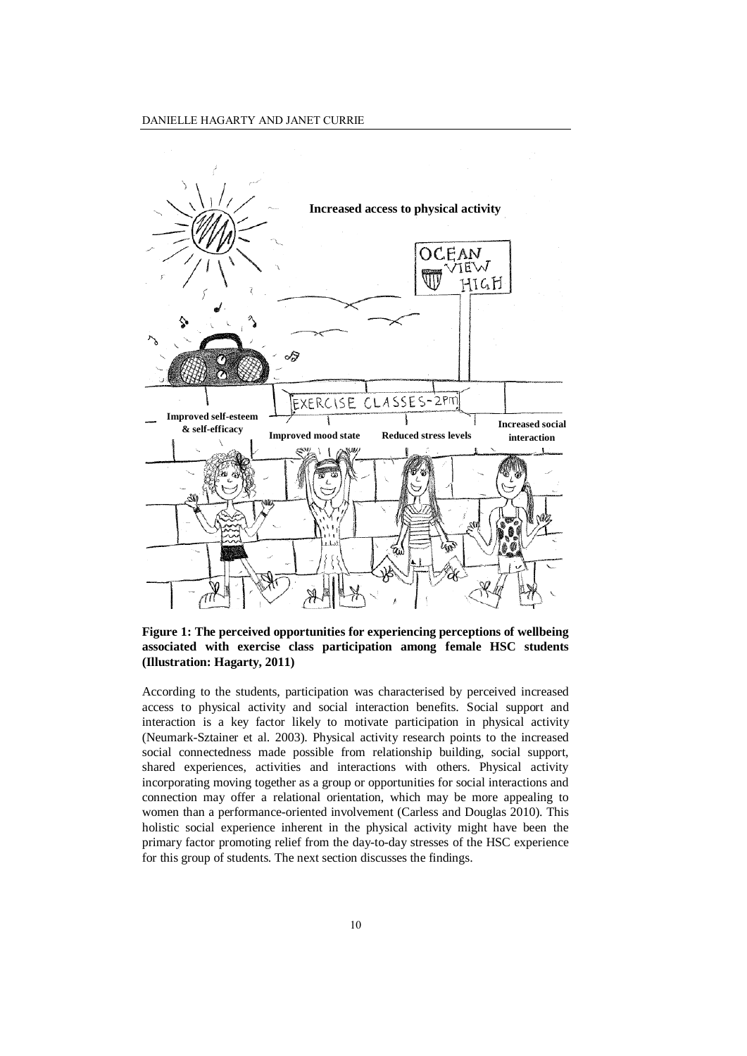**Figure 1: The perceived opportunities for experiencing perceptions of wellbeing associated with exercise class participation among female HSC students (Illustration: Hagarty, 2011)**

According to the students, participation was characterised by perceived increased access to physical activity and social interaction benefits. Social support and interaction is a key factor likely to motivate participation in physical activity (Neumark-Sztainer et al. 2003). Physical activity research points to the increased social connectedness made possible from relationship building, social support, shared experiences, activities and interactions with others. Physical activity incorporating moving together as a group or opportunities for social interactions and connection may offer a relational orientation, which may be more appealing to women than a performance-oriented involvement (Carless and Douglas 2010). This holistic social experience inherent in the physical activity might have been the primary factor promoting relief from the day-to-day stresses of the HSC experience for this group of students. The next section discusses the findings.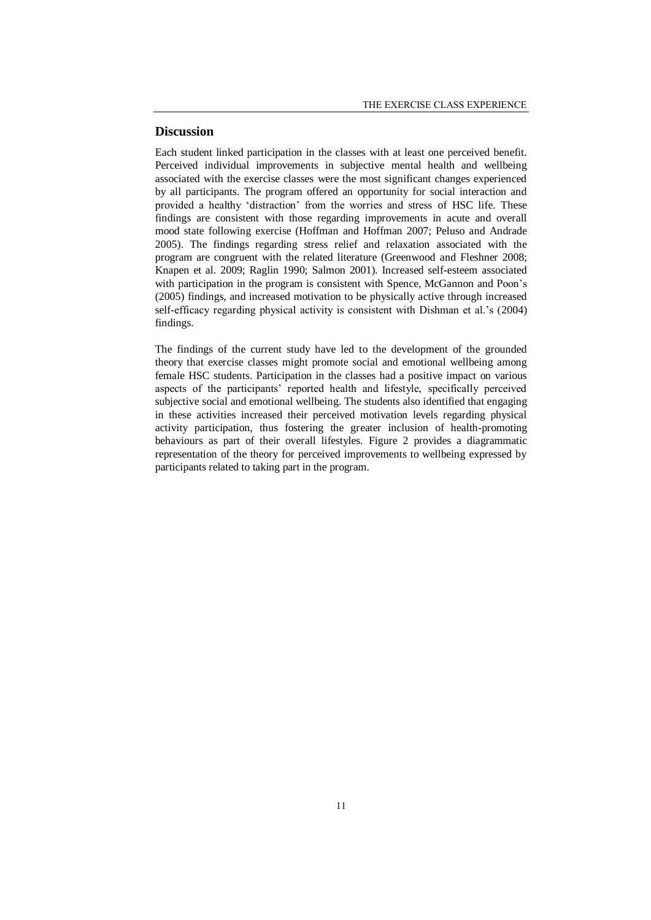## Discussion

Each student linked participation in the classes with at least one perceived benefit. Perceived individual improvements in subjective mental health and wellbeing associated with the exercise classes were the most significant changes experienced by all participants. The program offered an opportunity for social interaction and provided a healthy 'distraction' from the worries and stress of HSC life. These findings are consistent with those regarding improvements in acute and overall mood state following exercise (Hoffman and Hoffman 2007; Peluso and Andrade 2005). The findings regarding stress relief and relaxation associated with the program are congruent with the related literature (Greenwood and Fleshner 2008; Knapen et al. 2009; Raglin 1990; Salmon 2001). Increased self-esteem associated with participation in the program is consistent with Spence, McGannon and Poon's (2005) findings, and increased motivation to be physically active through increased self-efficacy regarding physical activity is consistent with Dishman et al.'s (2004) findings.

The findings of the current study have led to the development of the grounded theory that exercise classes might promote social and emotional wellbeing among female HSC students. Participation in the classes had a positive impact on various aspects of the participants' reported health and lifestyle, specifically perceived subjective social and emotional wellbeing. The students also identified that engaging in these activities increased their perceived motivation levels regarding physical activity participation, thus fostering the greater inclusion of health-promoting behaviours as part of their overall lifestyles. Figure 2 provides a diagrammatic representation of the theory for perceived improvements to wellbeing expressed by participants related to taking part in the program.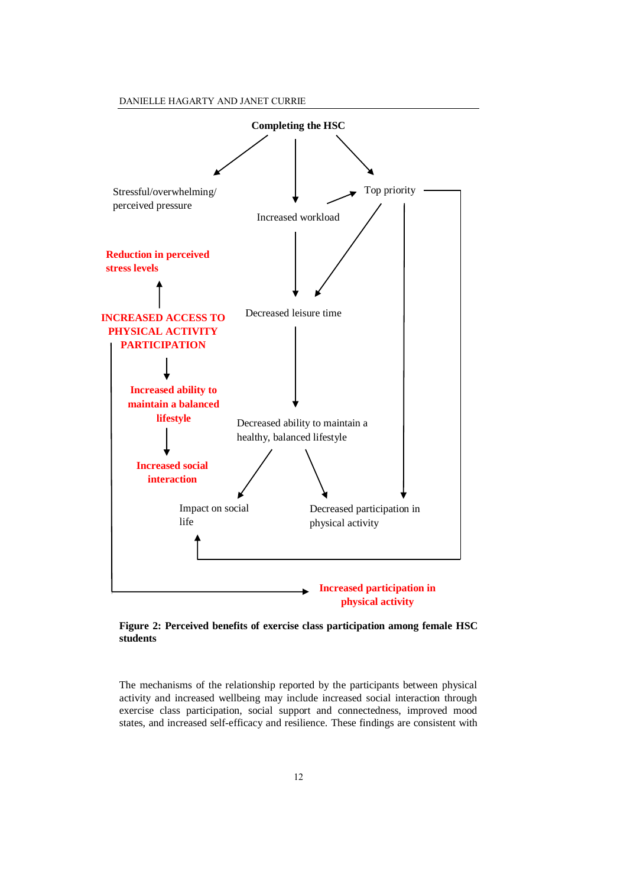Completing the HSC

Stressful/overwhelming/ perceived pressure

Increased workload

Top priority

Reduction in perceived stress levels

INCREASED ACCESS TO PHYSICAL ACTIVITY PARTICIPATION

Decreased leisure time

Increased ability to maintain a balanced lifestyle

Decreased ability to maintain a healthy, balanced lifestyle

Increased social interaction

Impact on social life

Decreased participation in physical activity

Increased participation in physical activity

**Figure 2: Perceived benefits of exercise class participation among female HSC students**

The mechanisms of the relationship reported by the participants between physical activity and increased wellbeing may include increased social interaction through exercise class participation, social support and connectedness, improved mood states, and increased self-efficacy and resilience. These findings are consistent with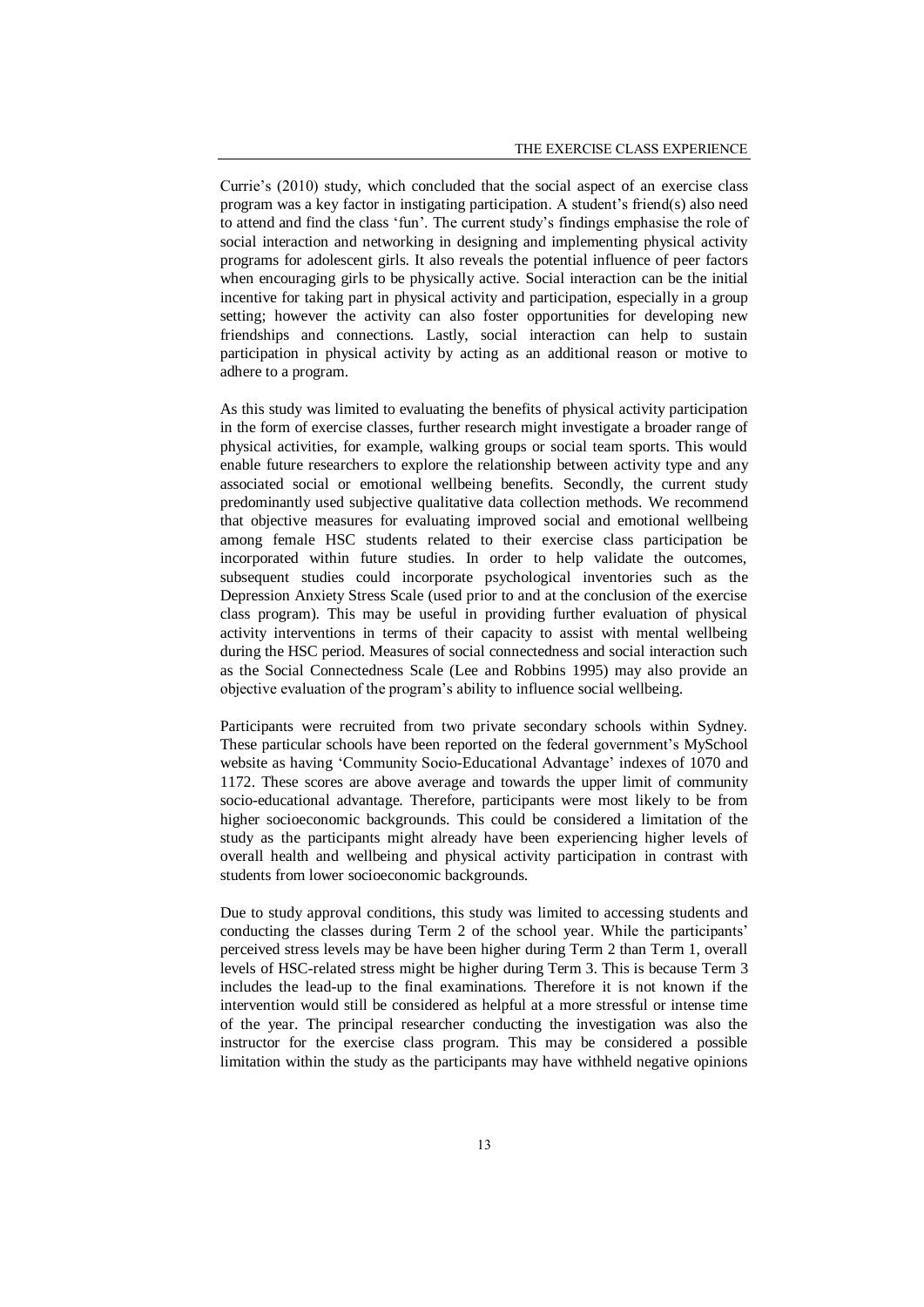Currie's (2010) study, which concluded that the social aspect of an exercise class program was a key factor in instigating participation. A student's friend(s) also need to attend and find the class 'fun'. The current study's findings emphasise the role of social interaction and networking in designing and implementing physical activity programs for adolescent girls. It also reveals the potential influence of peer factors when encouraging girls to be physically active. Social interaction can be the initial incentive for taking part in physical activity and participation, especially in a group setting; however the activity can also foster opportunities for developing new friendships and connections. Lastly, social interaction can help to sustain participation in physical activity by acting as an additional reason or motive to adhere to a program.

As this study was limited to evaluating the benefits of physical activity participation in the form of exercise classes, further research might investigate a broader range of physical activities, for example, walking groups or social team sports. This would enable future researchers to explore the relationship between activity type and any associated social or emotional wellbeing benefits. Secondly, the current study predominantly used subjective qualitative data collection methods. We recommend that objective measures for evaluating improved social and emotional wellbeing among female HSC students related to their exercise class participation be incorporated within future studies. In order to help validate the outcomes, subsequent studies could incorporate psychological inventories such as the Depression Anxiety Stress Scale (used prior to and at the conclusion of the exercise class program). This may be useful in providing further evaluation of physical activity interventions in terms of their capacity to assist with mental wellbeing during the HSC period. Measures of social connectedness and social interaction such as the Social Connectedness Scale (Lee and Robbins 1995) may also provide an objective evaluation of the program's ability to influence social wellbeing.

Participants were recruited from two private secondary schools within Sydney. These particular schools have been reported on the federal government's MySchool website as having 'Community Socio-Educational Advantage' indexes of 1070 and 1172. These scores are above average and towards the upper limit of community socio-educational advantage. Therefore, participants were most likely to be from higher socioeconomic backgrounds. This could be considered a limitation of the study as the participants might already have been experiencing higher levels of overall health and wellbeing and physical activity participation in contrast with students from lower socioeconomic backgrounds.

Due to study approval conditions, this study was limited to accessing students and conducting the classes during Term 2 of the school year. While the participants' perceived stress levels may be have been higher during Term 2 than Term 1, overall levels of HSC-related stress might be higher during Term 3. This is because Term 3 includes the lead-up to the final examinations. Therefore it is not known if the intervention would still be considered as helpful at a more stressful or intense time of the year. The principal researcher conducting the investigation was also the instructor for the exercise class program. This may be considered a possible limitation within the study as the participants may have withheld negative opinions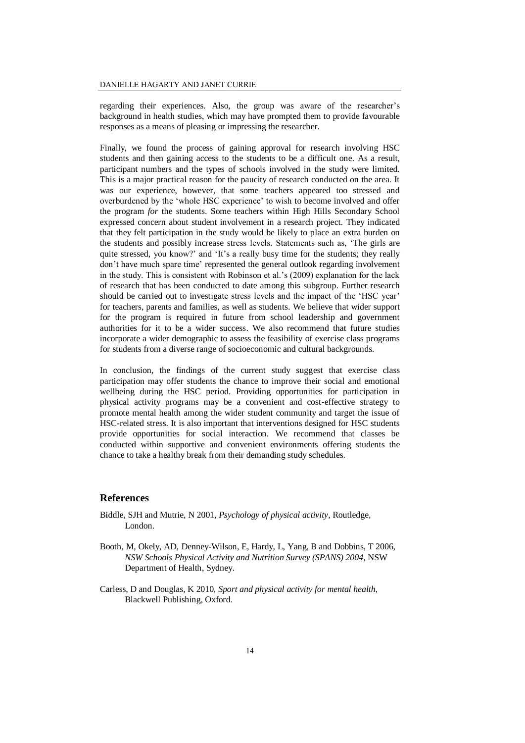regarding their experiences. Also, the group was aware of the researcher's background in health studies, which may have prompted them to provide favourable responses as a means of pleasing or impressing the researcher.

Finally, we found the process of gaining approval for research involving HSC students and then gaining access to the students to be a difficult one. As a result, participant numbers and the types of schools involved in the study were limited. This is a major practical reason for the paucity of research conducted on the area. It was our experience, however, that some teachers appeared too stressed and overburdened by the 'whole HSC experience' to wish to become involved and offer the program *for* the students. Some teachers within High Hills Secondary School expressed concern about student involvement in a research project. They indicated that they felt participation in the study would be likely to place an extra burden on the students and possibly increase stress levels. Statements such as, 'The girls are quite stressed, you know?' and 'It's a really busy time for the students; they really don't have much spare time' represented the general outlook regarding involvement in the study. This is consistent with Robinson et al.'s (2009) explanation for the lack of research that has been conducted to date among this subgroup. Further research should be carried out to investigate stress levels and the impact of the 'HSC year' for teachers, parents and families, as well as students. We believe that wider support for the program is required in future from school leadership and government authorities for it to be a wider success. We also recommend that future studies incorporate a wider demographic to assess the feasibility of exercise class programs for students from a diverse range of socioeconomic and cultural backgrounds.

In conclusion, the findings of the current study suggest that exercise class participation may offer students the chance to improve their social and emotional wellbeing during the HSC period. Providing opportunities for participation in physical activity programs may be a convenient and cost-effective strategy to promote mental health among the wider student community and target the issue of HSC-related stress. It is also important that interventions designed for HSC students provide opportunities for social interaction. We recommend that classes be conducted within supportive and convenient environments offering students the chance to take a healthy break from their demanding study schedules.

## References

Biddle, SJH and Mutrie, N 2001, *Psychology of physical activity*, Routledge, London.

Booth, M, Okely, AD, Denney-Wilson, E, Hardy, L, Yang, B and Dobbins, T 2006, *NSW Schools Physical Activity and Nutrition Survey (SPANS) 2004*, NSW Department of Health, Sydney.

Carless, D and Douglas, K 2010, *Sport and physical activity for mental health*, Blackwell Publishing, Oxford.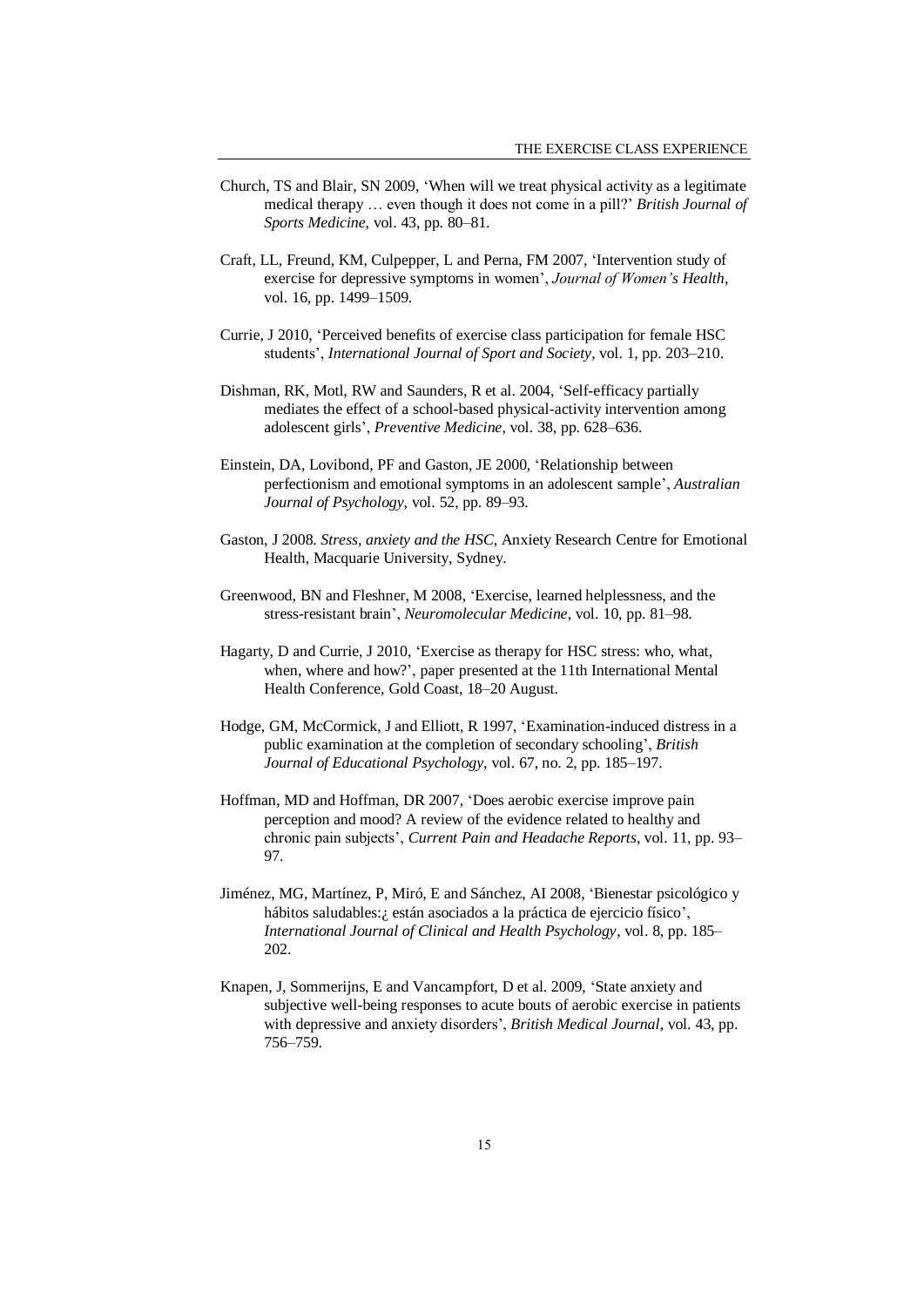Church, TS and Blair, SN 2009, 'When will we treat physical activity as a legitimate medical therapy … even though it does not come in a pill?' *British Journal of Sports Medicine*, vol. 43, pp. 80–81.

Craft, LL, Freund, KM, Culpepper, L and Perna, FM 2007, 'Intervention study of exercise for depressive symptoms in women', *Journal of Women's Health*, vol. 16, pp. 1499–1509.

Currie, J 2010, 'Perceived benefits of exercise class participation for female HSC students', *International Journal of Sport and Society*, vol. 1, pp. 203–210.

Dishman, RK, Motl, RW and Saunders, R et al. 2004, 'Self-efficacy partially mediates the effect of a school-based physical-activity intervention among adolescent girls', *Preventive Medicine*, vol. 38, pp. 628–636.

Einstein, DA, Lovibond, PF and Gaston, JE 2000, 'Relationship between perfectionism and emotional symptoms in an adolescent sample', *Australian Journal of Psychology*, vol. 52, pp. 89–93.

Gaston, J 2008. *Stress, anxiety and the HSC*, Anxiety Research Centre for Emotional Health, Macquarie University, Sydney.

Greenwood, BN and Fleshner, M 2008, 'Exercise, learned helplessness, and the stress-resistant brain', *Neuromolecular Medicine*, vol. 10, pp. 81–98.

Hagarty, D and Currie, J 2010, 'Exercise as therapy for HSC stress: who, what, when, where and how?', paper presented at the 11th International Mental Health Conference, Gold Coast, 18–20 August.

Hodge, GM, McCormick, J and Elliott, R 1997, 'Examination-induced distress in a public examination at the completion of secondary schooling', *British Journal of Educational Psychology*, vol. 67, no. 2, pp. 185–197.

Hoffman, MD and Hoffman, DR 2007, 'Does aerobic exercise improve pain perception and mood? A review of the evidence related to healthy and chronic pain subjects', *Current Pain and Headache Reports*, vol. 11, pp. 93–97.

Jiménez, MG, Martínez, P, Miró, E and Sánchez, AI 2008, 'Bienestar psicológico y hábitos saludables:¿ están asociados a la práctica de ejercicio físico', *International Journal of Clinical and Health Psychology*, vol. 8, pp. 185–202.

Knapen, J, Sommerijns, E and Vancampfort, D et al. 2009, 'State anxiety and subjective well-being responses to acute bouts of aerobic exercise in patients with depressive and anxiety disorders', *British Medical Journal*, vol. 43, pp. 756–759.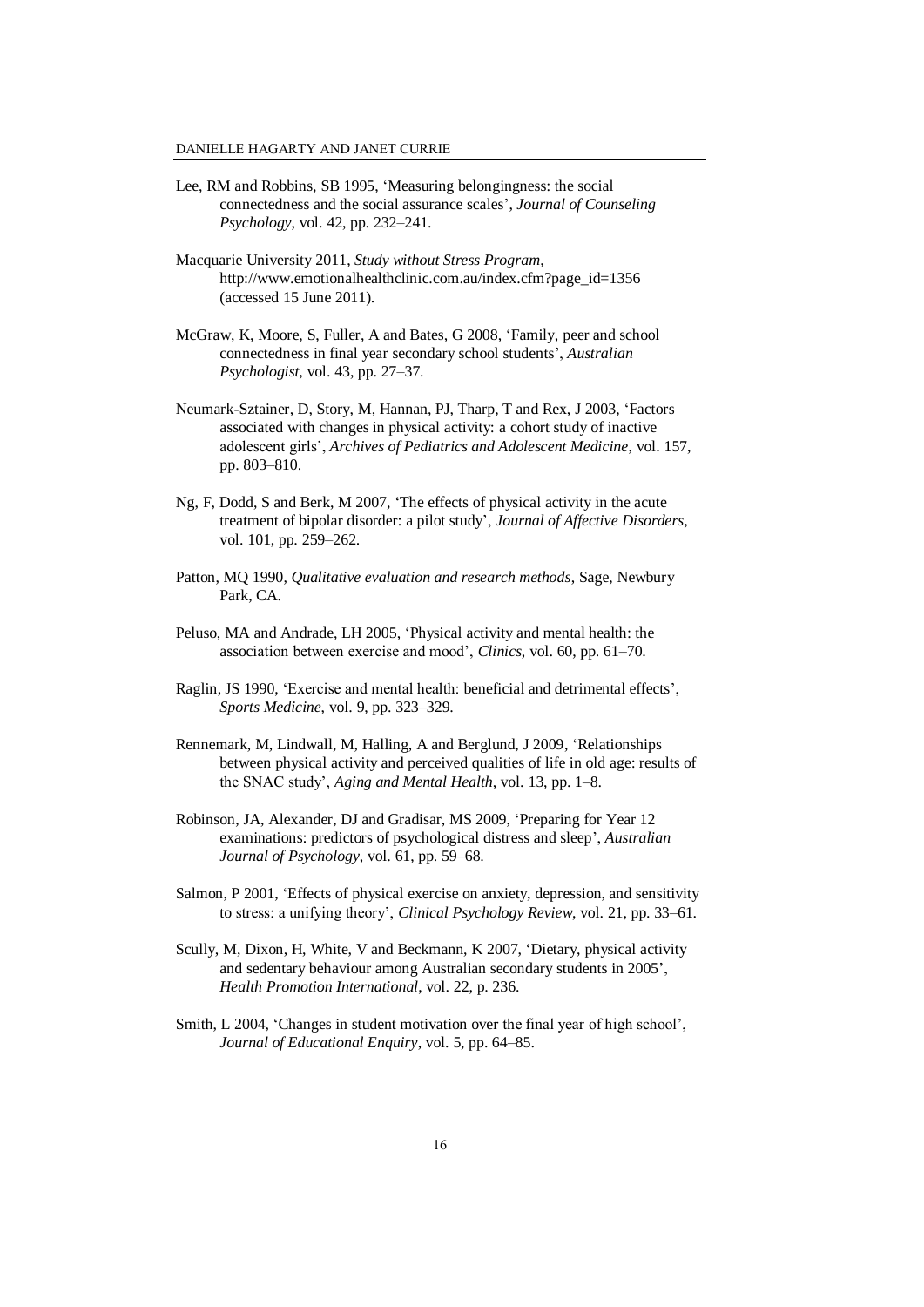Lee, RM and Robbins, SB 1995, ‘Measuring belongingness: the social connectedness and the social assurance scales’, *Journal of Counseling Psychology*, vol. 42, pp. 232–241.

Macquarie University 2011, *Study without Stress Program*, http://www.emotionalhealthclinic.com.au/index.cfm?page_id=1356 (accessed 15 June 2011).

McGraw, K, Moore, S, Fuller, A and Bates, G 2008, ‘Family, peer and school connectedness in final year secondary school students’, *Australian Psychologist*, vol. 43, pp. 27–37.

Neumark-Sztainer, D, Story, M, Hannan, PJ, Tharp, T and Rex, J 2003, ‘Factors associated with changes in physical activity: a cohort study of inactive adolescent girls’, *Archives of Pediatrics and Adolescent Medicine*, vol. 157, pp. 803–810.

Ng, F, Dodd, S and Berk, M 2007, ‘The effects of physical activity in the acute treatment of bipolar disorder: a pilot study’, *Journal of Affective Disorders*, vol. 101, pp. 259–262.

Patton, MQ 1990, *Qualitative evaluation and research methods*, Sage, Newbury Park, CA.

Peluso, MA and Andrade, LH 2005, ‘Physical activity and mental health: the association between exercise and mood’, *Clinics*, vol. 60, pp. 61–70.

Raglin, JS 1990, ‘Exercise and mental health: beneficial and detrimental effects’, *Sports Medicine*, vol. 9, pp. 323–329.

Rennemark, M, Lindwall, M, Halling, A and Berglund, J 2009, ‘Relationships between physical activity and perceived qualities of life in old age: results of the SNAC study’, *Aging and Mental Health*, vol. 13, pp. 1–8.

Robinson, JA, Alexander, DJ and Gradisar, MS 2009, ‘Preparing for Year 12 examinations: predictors of psychological distress and sleep’, *Australian Journal of Psychology*, vol. 61, pp. 59–68.

Salmon, P 2001, ‘Effects of physical exercise on anxiety, depression, and sensitivity to stress: a unifying theory’, *Clinical Psychology Review*, vol. 21, pp. 33–61.

Scully, M, Dixon, H, White, V and Beckmann, K 2007, ‘Dietary, physical activity and sedentary behaviour among Australian secondary students in 2005’, *Health Promotion International*, vol. 22, p. 236.

Smith, L 2004, ‘Changes in student motivation over the final year of high school’, *Journal of Educational Enquiry*, vol. 5, pp. 64–85.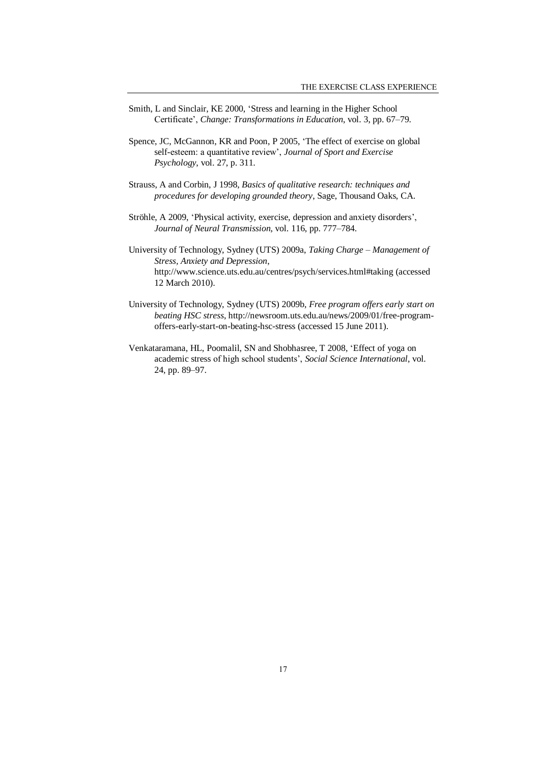Smith, L and Sinclair, KE 2000, 'Stress and learning in the Higher School Certificate', *Change: Transformations in Education*, vol. 3, pp. 67–79.

Spence, JC, McGannon, KR and Poon, P 2005, 'The effect of exercise on global self-esteem: a quantitative review', *Journal of Sport and Exercise Psychology*, vol. 27, p. 311.

Strauss, A and Corbin, J 1998, *Basics of qualitative research: techniques and procedures for developing grounded theory*, Sage, Thousand Oaks, CA.

Ströhle, A 2009, 'Physical activity, exercise, depression and anxiety disorders', *Journal of Neural Transmission*, vol. 116, pp. 777–784.

University of Technology, Sydney (UTS) 2009a, *Taking Charge – Management of Stress, Anxiety and Depression*, http://www.science.uts.edu.au/centres/psych/services.html#taking (accessed 12 March 2010).

University of Technology, Sydney (UTS) 2009b, *Free program offers early start on beating HSC stress*, http://newsroom.uts.edu.au/news/2009/01/free-program-offers-early-start-on-beating-hsc-stress (accessed 15 June 2011).

Venkataramana, HL, Poomalil, SN and Shobhasree, T 2008, 'Effect of yoga on academic stress of high school students', *Social Science International*, vol. 24, pp. 89–97.